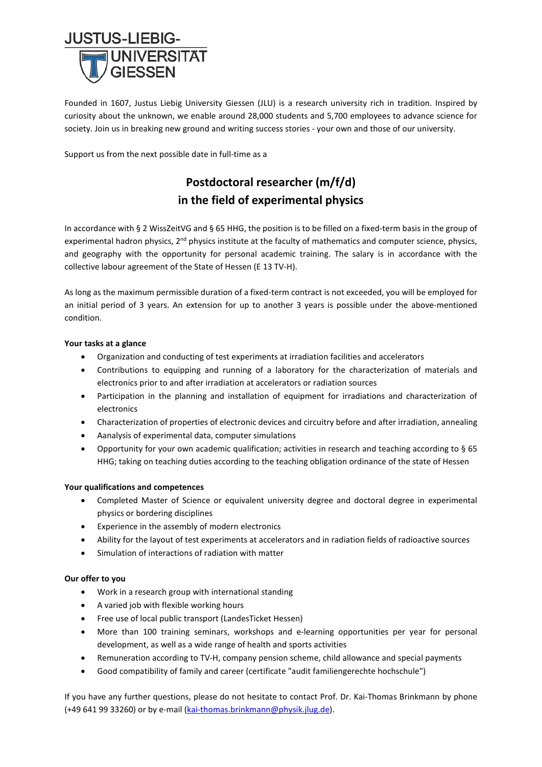JUSTUS-LIEBIG-UNIVERSITÄT GIESSEN

Founded in 1607, Justus Liebig University Giessen (JLU) is a research university rich in tradition. Inspired by curiosity about the unknown, we enable around 28,000 students and 5,700 employees to advance science for society. Join us in breaking new ground and writing success stories - your own and those of our university.

Support us from the next possible date in full-time as a

# Postdoctoral researcher (m/f/d) in the field of experimental physics

In accordance with § 2 WissZeitVG and § 65 HHG, the position is to be filled on a fixed-term basis in the group of experimental hadron physics, 2nd physics institute at the faculty of mathematics and computer science, physics, and geography with the opportunity for personal academic training. The salary is in accordance with the collective labour agreement of the State of Hessen (E 13 TV-H).

As long as the maximum permissible duration of a fixed-term contract is not exceeded, you will be employed for an initial period of 3 years. An extension for up to another 3 years is possible under the above-mentioned condition.

**Your tasks at a glance**

- Organization and conducting of test experiments at irradiation facilities and accelerators
- Contributions to equipping and running of a laboratory for the characterization of materials and electronics prior to and after irradiation at accelerators or radiation sources
- Participation in the planning and installation of equipment for irradiations and characterization of electronics
- Characterization of properties of electronic devices and circuitry before and after irradiation, annealing
- Aanalysis of experimental data, computer simulations
- Opportunity for your own academic qualification; activities in research and teaching according to § 65 HHG; taking on teaching duties according to the teaching obligation ordinance of the state of Hessen

**Your qualifications and competences**

- Completed Master of Science or equivalent university degree and doctoral degree in experimental physics or bordering disciplines
- Experience in the assembly of modern electronics
- Ability for the layout of test experiments at accelerators and in radiation fields of radioactive sources
- Simulation of interactions of radiation with matter

**Our offer to you**

- Work in a research group with international standing
- A varied job with flexible working hours
- Free use of local public transport (LandesTicket Hessen)
- More than 100 training seminars, workshops and e-learning opportunities per year for personal development, as well as a wide range of health and sports activities
- Remuneration according to TV-H, company pension scheme, child allowance and special payments
- Good compatibility of family and career (certificate "audit familiengerechte hochschule")

If you have any further questions, please do not hesitate to contact Prof. Dr. Kai-Thomas Brinkmann by phone (+49 641 99 33260) or by e-mail (kai-thomas.brinkmann@physik.jlug.de).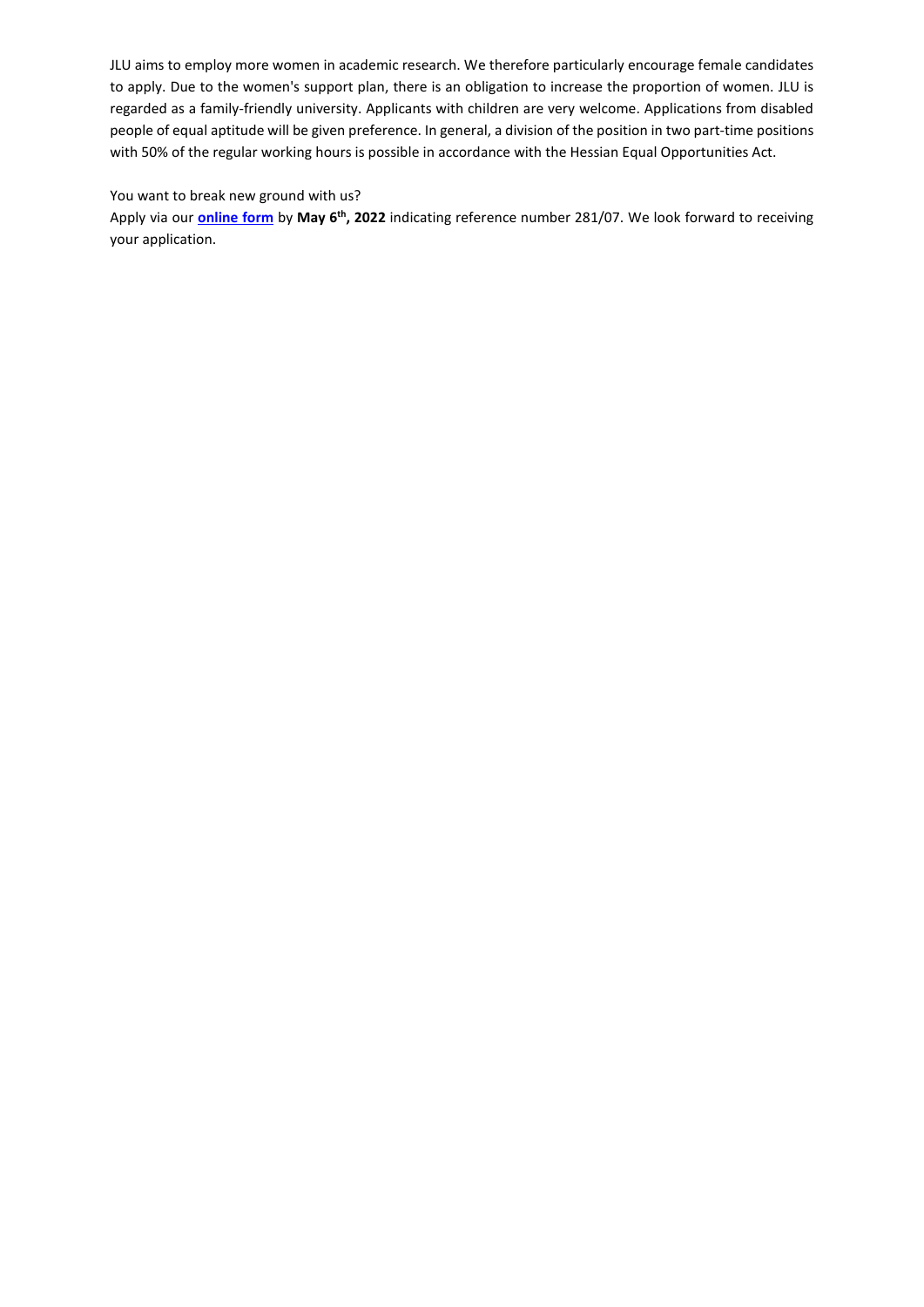JLU aims to employ more women in academic research. We therefore particularly encourage female candidates to apply. Due to the women's support plan, there is an obligation to increase the proportion of women. JLU is regarded as a family-friendly university. Applicants with children are very welcome. Applications from disabled people of equal aptitude will be given preference. In general, a division of the position in two part-time positions with 50% of the regular working hours is possible in accordance with the Hessian Equal Opportunities Act.

You want to break new ground with us?
Apply via our **online form** by **May 6th, 2022** indicating reference number 281/07. We look forward to receiving your application.